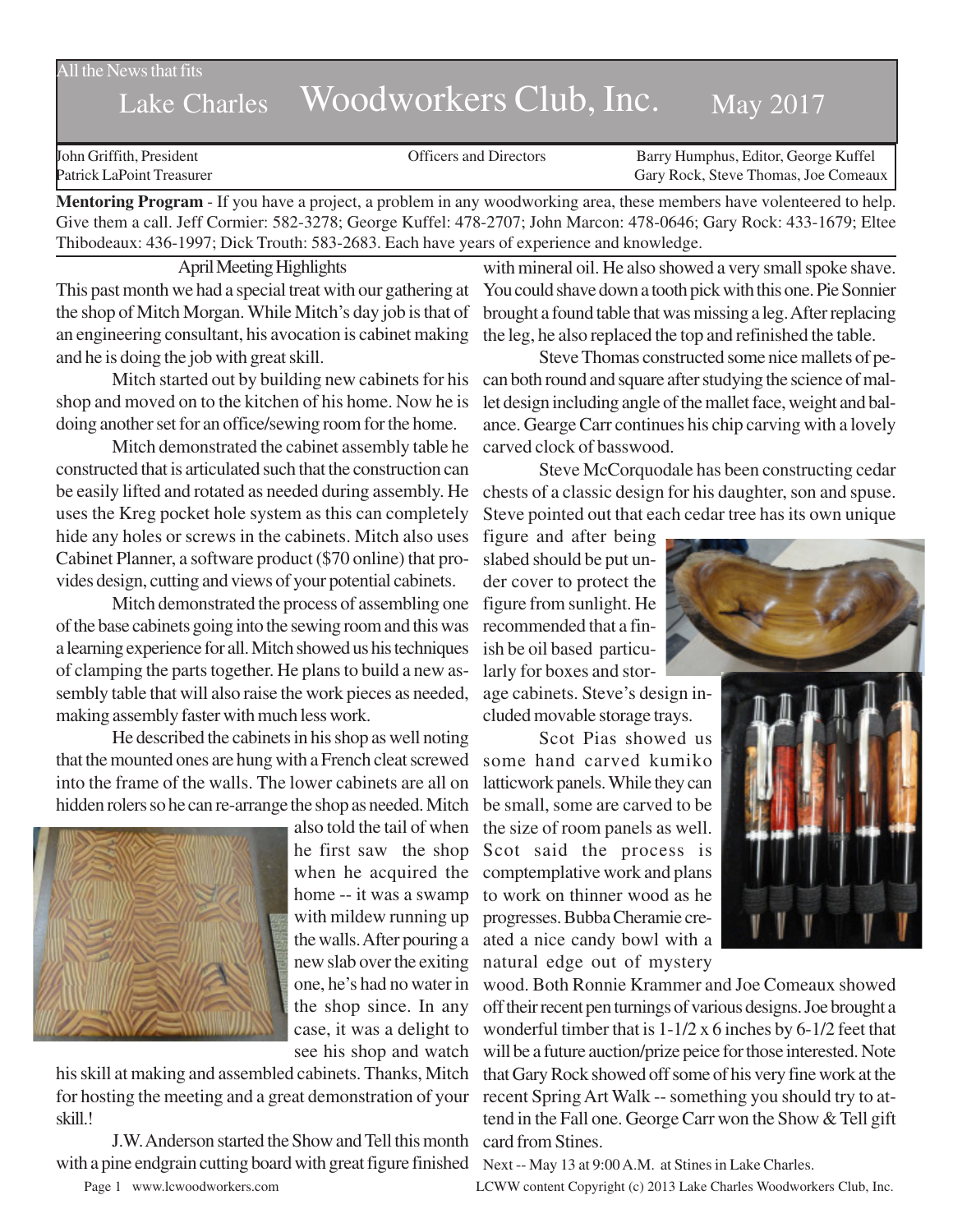All the News that fits

# Lake Charles Woodworkers Club, Inc. May 2017

John Griffith, President
Patrick LaPoint Treasurer

Officers and Directors

Barry Humphus, Editor, George Kuffel
Gary Rock, Steve Thomas, Joe Comeaux

**Mentoring Program** - If you have a project, a problem in any woodworking area, these members have volenteered to help. Give them a call. Jeff Cormier: 582-3278; George Kuffel: 478-2707; John Marcon: 478-0646; Gary Rock: 433-1679; Eltee Thibodeaux: 436-1997; Dick Trouth: 583-2683. Each have years of experience and knowledge.

## April Meeting Highlights

This past month we had a special treat with our gathering at the shop of Mitch Morgan. While Mitch's day job is that of an engineering consultant, his avocation is cabinet making and he is doing the job with great skill.

Mitch started out by building new cabinets for his shop and moved on to the kitchen of his home. Now he is doing another set for an office/sewing room for the home.

Mitch demonstrated the cabinet assembly table he constructed that is articulated such that the construction can be easily lifted and rotated as needed during assembly. He uses the Kreg pocket hole system as this can completely hide any holes or screws in the cabinets. Mitch also uses Cabinet Planner, a software product ($70 online) that provides design, cutting and views of your potential cabinets.

Mitch demonstrated the process of assembling one of the base cabinets going into the sewing room and this was a learning experience for all. Mitch showed us his techniques of clamping the parts together. He plans to build a new assembly table that will also raise the work pieces as needed, making assembly faster with much less work.

He described the cabinets in his shop as well noting that the mounted ones are hung with a French cleat screwed into the frame of the walls. The lower cabinets are all on hidden rolers so he can re-arrange the shop as needed. Mitch also told the tail of when he first saw the shop when he acquired the home -- it was a swamp with mildew running up the walls. After pouring a new slab over the exiting one, he's had no water in the shop since. In any case, it was a delight to see his shop and watch his skill at making and assembled cabinets. Thanks, Mitch for hosting the meeting and a great demonstration of your skill.!

J.W. Anderson started the Show and Tell this month with a pine endgrain cutting board with great figure finished with mineral oil. He also showed a very small spoke shave. You could shave down a tooth pick with this one. Pie Sonnier brought a found table that was missing a leg. After replacing the leg, he also replaced the top and refinished the table.

Steve Thomas constructed some nice mallets of pecan both round and square after studying the science of mallet design including angle of the mallet face, weight and balance. Gearge Carr continues his chip carving with a lovely carved clock of basswood.

Steve McCorquodale has been constructing cedar chests of a classic design for his daughter, son and spuse. Steve pointed out that each cedar tree has its own unique figure and after being slabed should be put under cover to protect the figure from sunlight. He recommended that a finish be oil based particularly for boxes and storage cabinets. Steve's design included movable storage trays.

Scot Pias showed us some hand carved kumiko latticwork panels. While they can be small, some are carved to be the size of room panels as well. Scot said the process is comptemplative work and plans to work on thinner wood as he progresses. Bubba Cheramie created a nice candy bowl with a natural edge out of mystery wood. Both Ronnie Krammer and Joe Comeaux showed off their recent pen turnings of various designs. Joe brought a wonderful timber that is 1-1/2 x 6 inches by 6-1/2 feet that will be a future auction/prize peice for those interested. Note that Gary Rock showed off some of his very fine work at the recent Spring Art Walk -- something you should try to attend in the Fall one. George Carr won the Show & Tell gift card from Stines.

Next -- May 13 at 9:00 A.M. at Stines in Lake Charles.

www.lcwoodworkers.com

LCWW content Copyright (c) 2013 Lake Charles Woodworkers Club, Inc.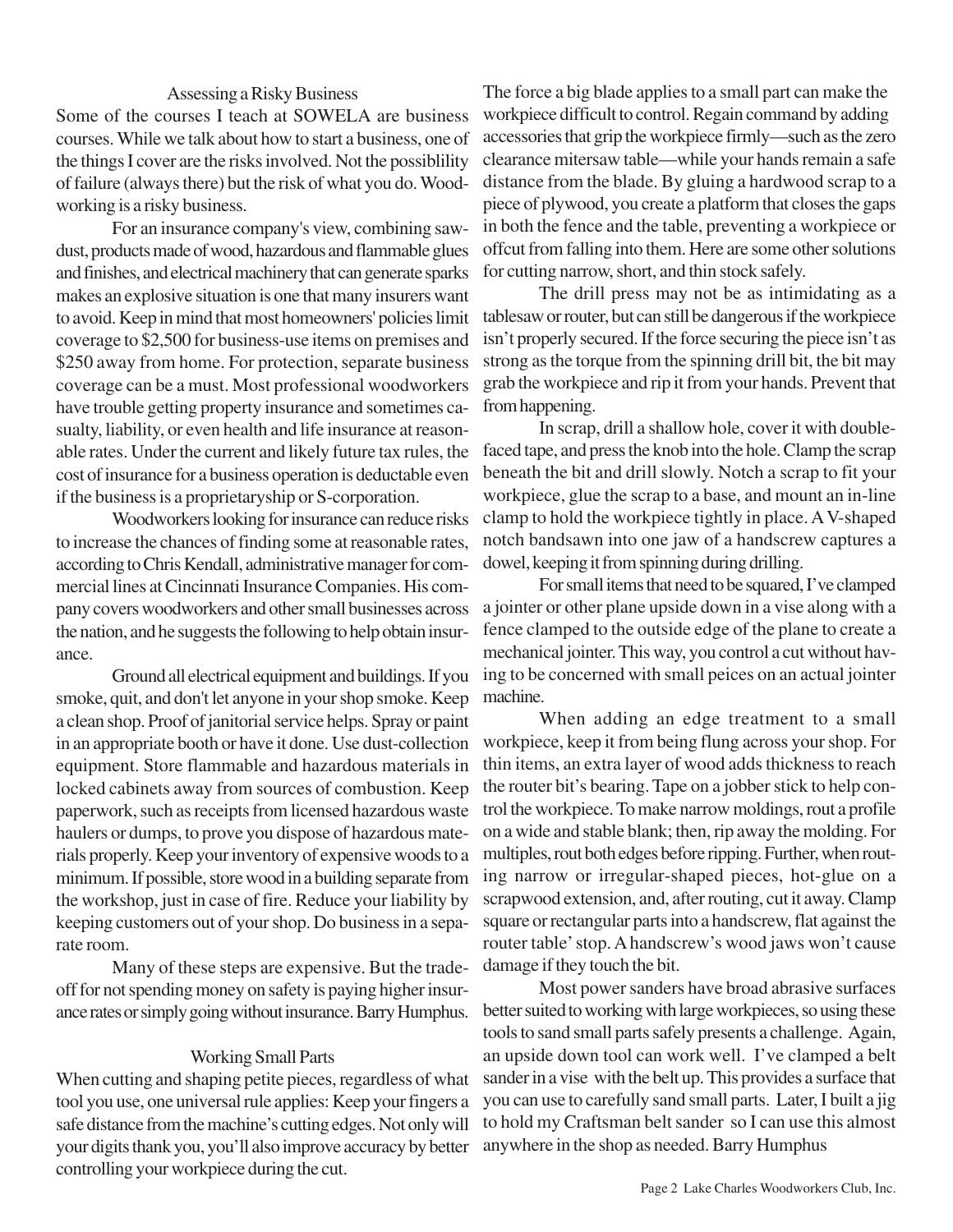## Assessing a Risky Business

Some of the courses I teach at SOWELA are business courses. While we talk about how to start a business, one of the things I cover are the risks involved. Not the possiblility of failure (always there) but the risk of what you do. Woodworking is a risky business.

For an insurance company's view, combining sawdust, products made of wood, hazardous and flammable glues and finishes, and electrical machinery that can generate sparks makes an explosive situation is one that many insurers want to avoid. Keep in mind that most homeowners' policies limit coverage to \$2,500 for business-use items on premises and \$250 away from home. For protection, separate business coverage can be a must. Most professional woodworkers have trouble getting property insurance and sometimes casualty, liability, or even health and life insurance at reasonable rates. Under the current and likely future tax rules, the cost of insurance for a business operation is deductable even if the business is a proprietaryship or S-corporation.

Woodworkers looking for insurance can reduce risks to increase the chances of finding some at reasonable rates, according to Chris Kendall, administrative manager for commercial lines at Cincinnati Insurance Companies. His company covers woodworkers and other small businesses across the nation, and he suggests the following to help obtain insurance.

Ground all electrical equipment and buildings. If you smoke, quit, and don't let anyone in your shop smoke. Keep a clean shop. Proof of janitorial service helps. Spray or paint in an appropriate booth or have it done. Use dust-collection equipment. Store flammable and hazardous materials in locked cabinets away from sources of combustion. Keep paperwork, such as receipts from licensed hazardous waste haulers or dumps, to prove you dispose of hazardous materials properly. Keep your inventory of expensive woods to a minimum. If possible, store wood in a building separate from the workshop, just in case of fire. Reduce your liability by keeping customers out of your shop. Do business in a separate room.

Many of these steps are expensive. But the tradeoff for not spending money on safety is paying higher insurance rates or simply going without insurance. Barry Humphus.

## Working Small Parts

When cutting and shaping petite pieces, regardless of what tool you use, one universal rule applies: Keep your fingers a safe distance from the machine's cutting edges. Not only will your digits thank you, you'll also improve accuracy by better controlling your workpiece during the cut.

The force a big blade applies to a small part can make the workpiece difficult to control. Regain command by adding accessories that grip the workpiece firmly—such as the zero clearance mitersaw table—while your hands remain a safe distance from the blade. By gluing a hardwood scrap to a piece of plywood, you create a platform that closes the gaps in both the fence and the table, preventing a workpiece or offcut from falling into them. Here are some other solutions for cutting narrow, short, and thin stock safely.

The drill press may not be as intimidating as a tablesaw or router, but can still be dangerous if the workpiece isn't properly secured. If the force securing the piece isn't as strong as the torque from the spinning drill bit, the bit may grab the workpiece and rip it from your hands. Prevent that from happening.

In scrap, drill a shallow hole, cover it with double-faced tape, and press the knob into the hole. Clamp the scrap beneath the bit and drill slowly. Notch a scrap to fit your workpiece, glue the scrap to a base, and mount an in-line clamp to hold the workpiece tightly in place. A V-shaped notch bandsawn into one jaw of a handscrew captures a dowel, keeping it from spinning during drilling.

For small items that need to be squared, I've clamped a jointer or other plane upside down in a vise along with a fence clamped to the outside edge of the plane to create a mechanical jointer. This way, you control a cut without having to be concerned with small peices on an actual jointer machine.

When adding an edge treatment to a small workpiece, keep it from being flung across your shop. For thin items, an extra layer of wood adds thickness to reach the router bit's bearing. Tape on a jobber stick to help control the workpiece. To make narrow moldings, rout a profile on a wide and stable blank; then, rip away the molding. For multiples, rout both edges before ripping. Further, when routing narrow or irregular-shaped pieces, hot-glue on a scrapwood extension, and, after routing, cut it away. Clamp square or rectangular parts into a handscrew, flat against the router table' stop. A handscrew's wood jaws won't cause damage if they touch the bit.

Most power sanders have broad abrasive surfaces better suited to working with large workpieces, so using these tools to sand small parts safely presents a challenge. Again, an upside down tool can work well. I've clamped a belt sander in a vise with the belt up. This provides a surface that you can use to carefully sand small parts. Later, I built a jig to hold my Craftsman belt sander so I can use this almost anywhere in the shop as needed. Barry Humphus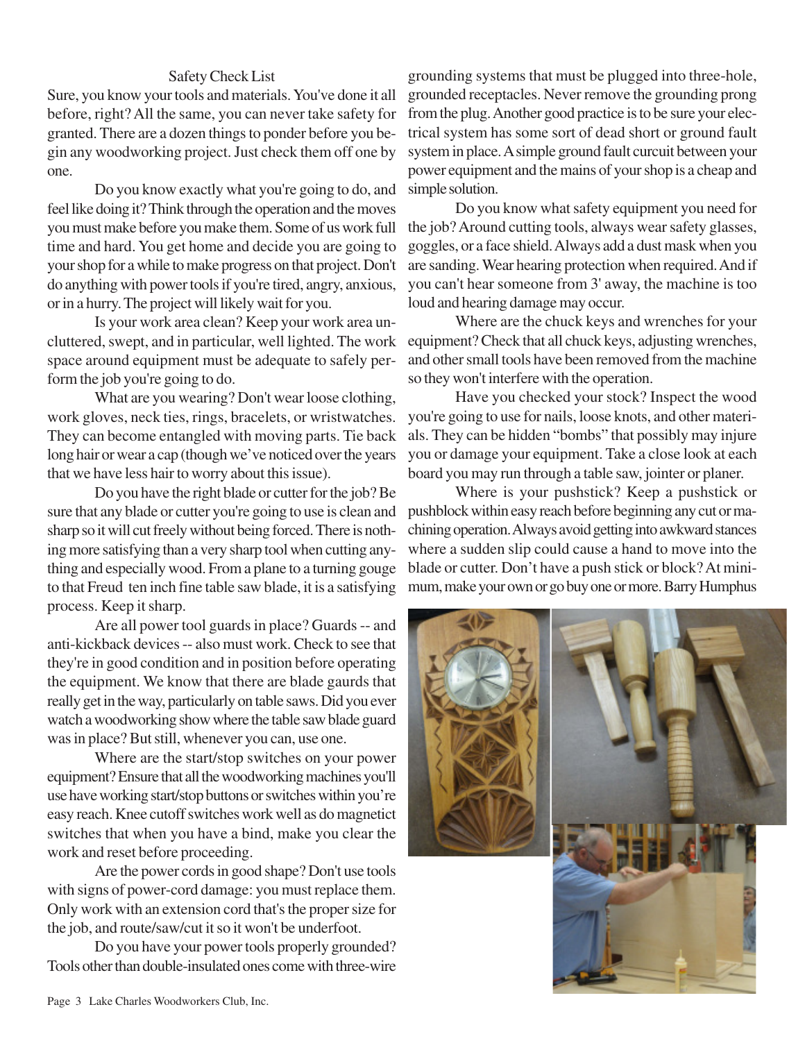## Safety Check List

Sure, you know your tools and materials. You've done it all before, right? All the same, you can never take safety for granted. There are a dozen things to ponder before you begin any woodworking project. Just check them off one by one.

Do you know exactly what you're going to do, and feel like doing it? Think through the operation and the moves you must make before you make them. Some of us work full time and hard. You get home and decide you are going to your shop for a while to make progress on that project. Don't do anything with power tools if you're tired, angry, anxious, or in a hurry. The project will likely wait for you.

Is your work area clean? Keep your work area uncluttered, swept, and in particular, well lighted. The work space around equipment must be adequate to safely perform the job you're going to do.

What are you wearing? Don't wear loose clothing, work gloves, neck ties, rings, bracelets, or wristwatches. They can become entangled with moving parts. Tie back long hair or wear a cap (though we've noticed over the years that we have less hair to worry about this issue).

Do you have the right blade or cutter for the job? Be sure that any blade or cutter you're going to use is clean and sharp so it will cut freely without being forced. There is nothing more satisfying than a very sharp tool when cutting anything and especially wood. From a plane to a turning gouge to that Freud ten inch fine table saw blade, it is a satisfying process. Keep it sharp.

Are all power tool guards in place? Guards -- and anti-kickback devices -- also must work. Check to see that they're in good condition and in position before operating the equipment. We know that there are blade gaurds that really get in the way, particularly on table saws. Did you ever watch a woodworking show where the table saw blade guard was in place? But still, whenever you can, use one.

Where are the start/stop switches on your power equipment? Ensure that all the woodworking machines you'll use have working start/stop buttons or switches within you're easy reach. Knee cutoff switches work well as do magnetict switches that when you have a bind, make you clear the work and reset before proceeding.

Are the power cords in good shape? Don't use tools with signs of power-cord damage: you must replace them. Only work with an extension cord that's the proper size for the job, and route/saw/cut it so it won't be underfoot.

Do you have your power tools properly grounded? Tools other than double-insulated ones come with three-wire grounding systems that must be plugged into three-hole, grounded receptacles. Never remove the grounding prong from the plug. Another good practice is to be sure your electrical system has some sort of dead short or ground fault system in place. A simple ground fault curcuit between your power equipment and the mains of your shop is a cheap and simple solution.

Do you know what safety equipment you need for the job? Around cutting tools, always wear safety glasses, goggles, or a face shield. Always add a dust mask when you are sanding. Wear hearing protection when required. And if you can't hear someone from 3' away, the machine is too loud and hearing damage may occur.

Where are the chuck keys and wrenches for your equipment? Check that all chuck keys, adjusting wrenches, and other small tools have been removed from the machine so they won't interfere with the operation.

Have you checked your stock? Inspect the wood you're going to use for nails, loose knots, and other materials. They can be hidden "bombs" that possibly may injure you or damage your equipment. Take a close look at each board you may run through a table saw, jointer or planer.

Where is your pushstick? Keep a pushstick or pushblock within easy reach before beginning any cut or machining operation. Always avoid getting into awkward stances where a sudden slip could cause a hand to move into the blade or cutter. Don't have a push stick or block? At minimum, make your own or go buy one or more. Barry Humphus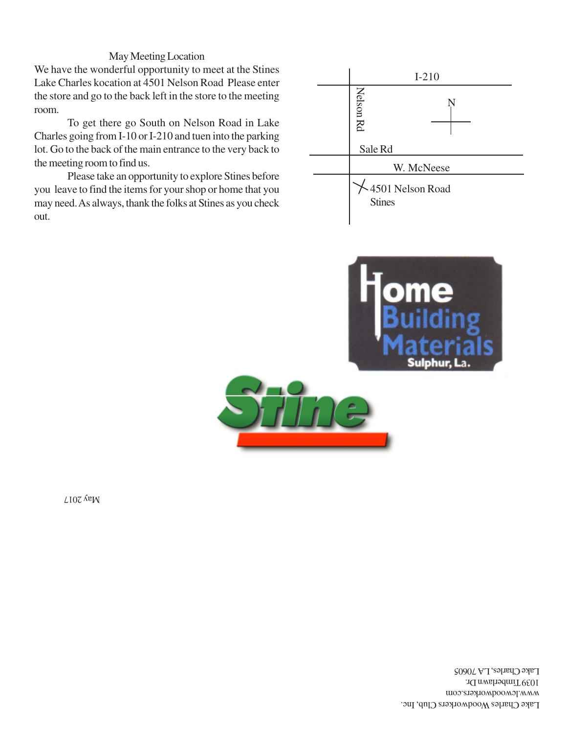## May Meeting Location

We have the wonderful opportunity to meet at the Stines Lake Charles kocation at 4501 Nelson Road Please enter the store and go to the back left in the store to the meeting room.

To get there go South on Nelson Road in Lake Charles going from I-10 or I-210 and tuen into the parking lot. Go to the back of the main entrance to the very back to the meeting room to find us.

Please take an opportunity to explore Stines before you leave to find the items for your shop or home that you may need. As always, thank the folks at Stines as you check out.

I-210

Nelson Rd

N

Sale Rd

W. McNeese

4501 Nelson Road
Stines

Home Building Materials
Sulphur, La.

Stine

May 2017

Lake Charles Woodworkers Club, Inc.
www.lcwoodworkers.com
1039 Timberlawn Dr.
Lake Charles, LA 70605